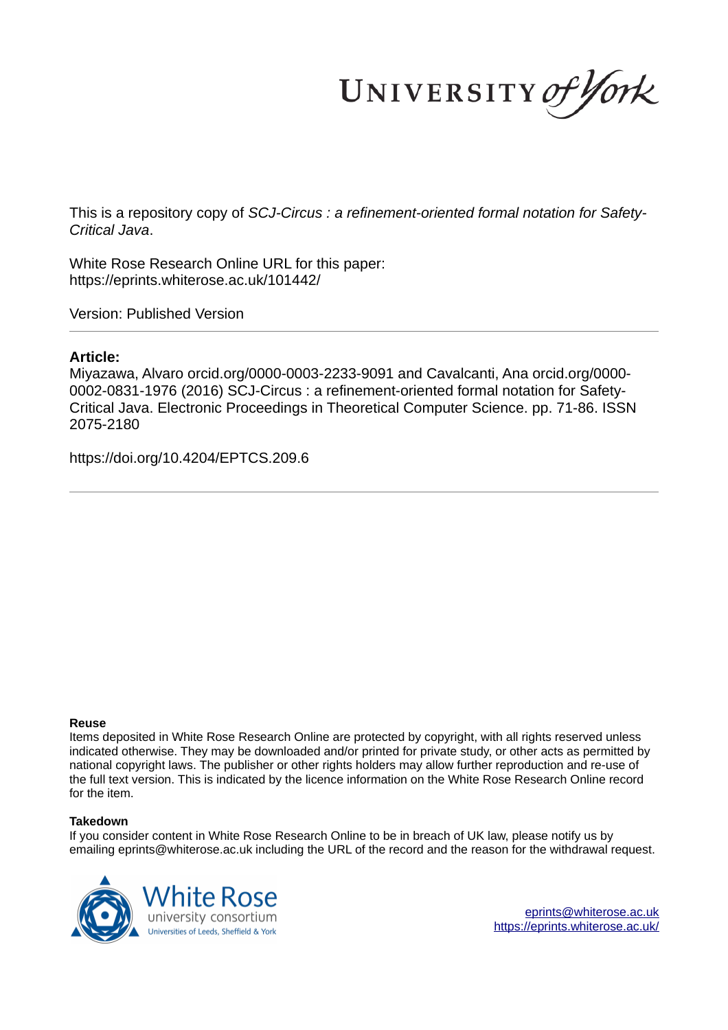This is a repository copy of *SCJ-Circus : a refinement-oriented formal notation for Safety-Critical Java*.

White Rose Research Online URL for this paper:
https://eprints.whiterose.ac.uk/101442/

Version: Published Version

## Article:

Miyazawa, Alvaro orcid.org/0000-0003-2233-9091 and Cavalcanti, Ana orcid.org/0000-0002-0831-1976 (2016) SCJ-Circus : a refinement-oriented formal notation for Safety-Critical Java. Electronic Proceedings in Theoretical Computer Science. pp. 71-86. ISSN 2075-2180

https://doi.org/10.4204/EPTCS.209.6

**Reuse**

Items deposited in White Rose Research Online are protected by copyright, with all rights reserved unless indicated otherwise. They may be downloaded and/or printed for private study, or other acts as permitted by national copyright laws. The publisher or other rights holders may allow further reproduction and re-use of the full text version. This is indicated by the licence information on the White Rose Research Online record for the item.

**Takedown**

If you consider content in White Rose Research Online to be in breach of UK law, please notify us by emailing eprints@whiterose.ac.uk including the URL of the record and the reason for the withdrawal request.

eprints@whiterose.ac.uk
https://eprints.whiterose.ac.uk/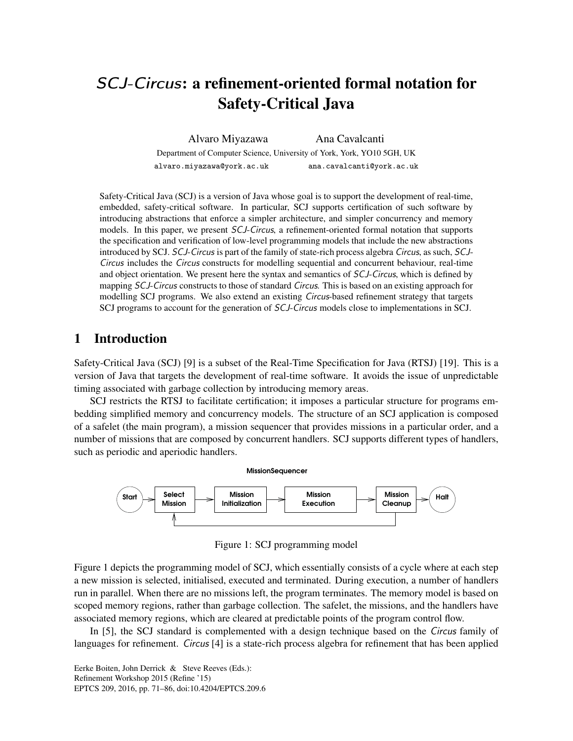# *SCJ-Circus*: a refinement-oriented formal notation for Safety-Critical Java

Alvaro Miyazawa    Ana Cavalcanti

Department of Computer Science, University of York, York, YO10 5GH, UK

alvaro.miyazawa@york.ac.uk    ana.cavalcanti@york.ac.uk

Safety-Critical Java (SCJ) is a version of Java whose goal is to support the development of real-time, embedded, safety-critical software. In particular, SCJ supports certification of such software by introducing abstractions that enforce a simpler architecture, and simpler concurrency and memory models. In this paper, we present *SCJ-Circus*, a refinement-oriented formal notation that supports the specification and verification of low-level programming models that include the new abstractions introduced by SCJ. *SCJ-Circus* is part of the family of state-rich process algebra *Circus*, as such, *SCJ-Circus* includes the *Circus* constructs for modelling sequential and concurrent behaviour, real-time and object orientation. We present here the syntax and semantics of *SCJ-Circus*, which is defined by mapping *SCJ-Circus* constructs to those of standard *Circus*. This is based on an existing approach for modelling SCJ programs. We also extend an existing *Circus*-based refinement strategy that targets SCJ programs to account for the generation of *SCJ-Circus* models close to implementations in SCJ.

## 1 Introduction

Safety-Critical Java (SCJ) [9] is a subset of the Real-Time Specification for Java (RTSJ) [19]. This is a version of Java that targets the development of real-time software. It avoids the issue of unpredictable timing associated with garbage collection by introducing memory areas.

SCJ restricts the RTSJ to facilitate certification; it imposes a particular structure for programs embedding simplified memory and concurrency models. The structure of an SCJ application is composed of a safelet (the main program), a mission sequencer that provides missions in a particular order, and a number of missions that are composed by concurrent handlers. SCJ supports different types of handlers, such as periodic and aperiodic handlers.

MissionSequencer

Start → Select Mission → Mission Initialization → Mission Execution → Mission Cleanup → Halt

Figure 1: SCJ programming model

Figure 1 depicts the programming model of SCJ, which essentially consists of a cycle where at each step a new mission is selected, initialised, executed and terminated. During execution, a number of handlers run in parallel. When there are no missions left, the program terminates. The memory model is based on scoped memory regions, rather than garbage collection. The safelet, the missions, and the handlers have associated memory regions, which are cleared at predictable points of the program control flow.

In [5], the SCJ standard is complemented with a design technique based on the *Circus* family of languages for refinement. *Circus* [4] is a state-rich process algebra for refinement that has been applied

Eerke Boiten, John Derrick & Steve Reeves (Eds.):
Refinement Workshop 2015 (Refine '15)
EPTCS 209, 2016, pp. 71–86, doi:10.4204/EPTCS.209.6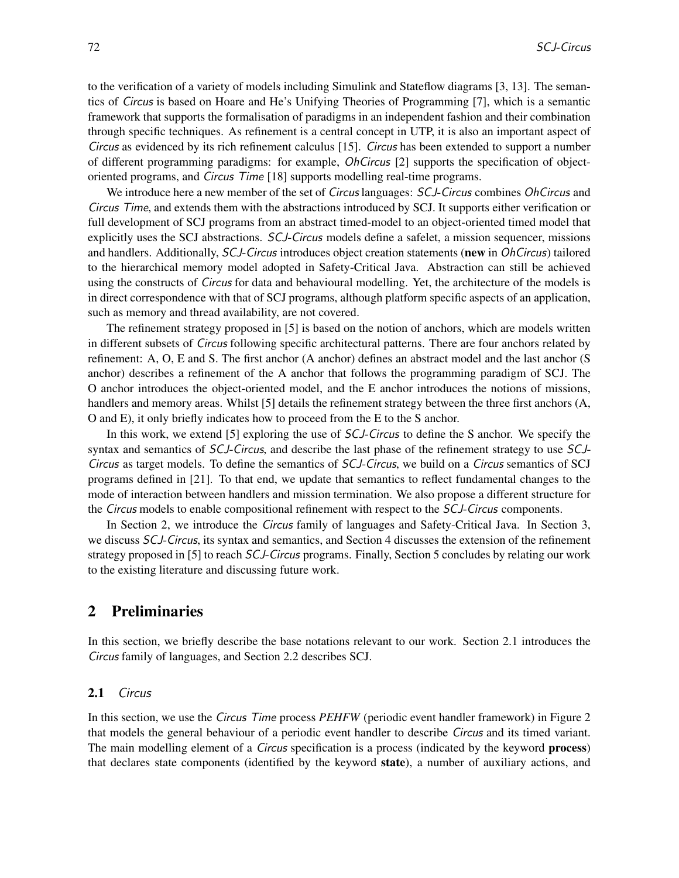to the verification of a variety of models including Simulink and Stateflow diagrams [3, 13]. The semantics of *Circus* is based on Hoare and He's Unifying Theories of Programming [7], which is a semantic framework that supports the formalisation of paradigms in an independent fashion and their combination through specific techniques. As refinement is a central concept in UTP, it is also an important aspect of *Circus* as evidenced by its rich refinement calculus [15]. *Circus* has been extended to support a number of different programming paradigms: for example, *OhCircus* [2] supports the specification of object-oriented programs, and *Circus Time* [18] supports modelling real-time programs.

We introduce here a new member of the set of *Circus* languages: *SCJ-Circus* combines *OhCircus* and *Circus Time*, and extends them with the abstractions introduced by SCJ. It supports either verification or full development of SCJ programs from an abstract timed-model to an object-oriented timed model that explicitly uses the SCJ abstractions. *SCJ-Circus* models define a safelet, a mission sequencer, missions and handlers. Additionally, *SCJ-Circus* introduces object creation statements (**new** in *OhCircus*) tailored to the hierarchical memory model adopted in Safety-Critical Java. Abstraction can still be achieved using the constructs of *Circus* for data and behavioural modelling. Yet, the architecture of the models is in direct correspondence with that of SCJ programs, although platform specific aspects of an application, such as memory and thread availability, are not covered.

The refinement strategy proposed in [5] is based on the notion of anchors, which are models written in different subsets of *Circus* following specific architectural patterns. There are four anchors related by refinement: A, O, E and S. The first anchor (A anchor) defines an abstract model and the last anchor (S anchor) describes a refinement of the A anchor that follows the programming paradigm of SCJ. The O anchor introduces the object-oriented model, and the E anchor introduces the notions of missions, handlers and memory areas. Whilst [5] details the refinement strategy between the three first anchors (A, O and E), it only briefly indicates how to proceed from the E to the S anchor.

In this work, we extend [5] exploring the use of *SCJ-Circus* to define the S anchor. We specify the syntax and semantics of *SCJ-Circus*, and describe the last phase of the refinement strategy to use *SCJ-Circus* as target models. To define the semantics of *SCJ-Circus*, we build on a *Circus* semantics of SCJ programs defined in [21]. To that end, we update that semantics to reflect fundamental changes to the mode of interaction between handlers and mission termination. We also propose a different structure for the *Circus* models to enable compositional refinement with respect to the *SCJ-Circus* components.

In Section 2, we introduce the *Circus* family of languages and Safety-Critical Java. In Section 3, we discuss *SCJ-Circus*, its syntax and semantics, and Section 4 discusses the extension of the refinement strategy proposed in [5] to reach *SCJ-Circus* programs. Finally, Section 5 concludes by relating our work to the existing literature and discussing future work.

## 2 Preliminaries

In this section, we briefly describe the base notations relevant to our work. Section 2.1 introduces the *Circus* family of languages, and Section 2.2 describes SCJ.

### 2.1 *Circus*

In this section, we use the *Circus Time* process *PEHFW* (periodic event handler framework) in Figure 2 that models the general behaviour of a periodic event handler to describe *Circus* and its timed variant. The main modelling element of a *Circus* specification is a process (indicated by the keyword **process**) that declares state components (identified by the keyword **state**), a number of auxiliary actions, and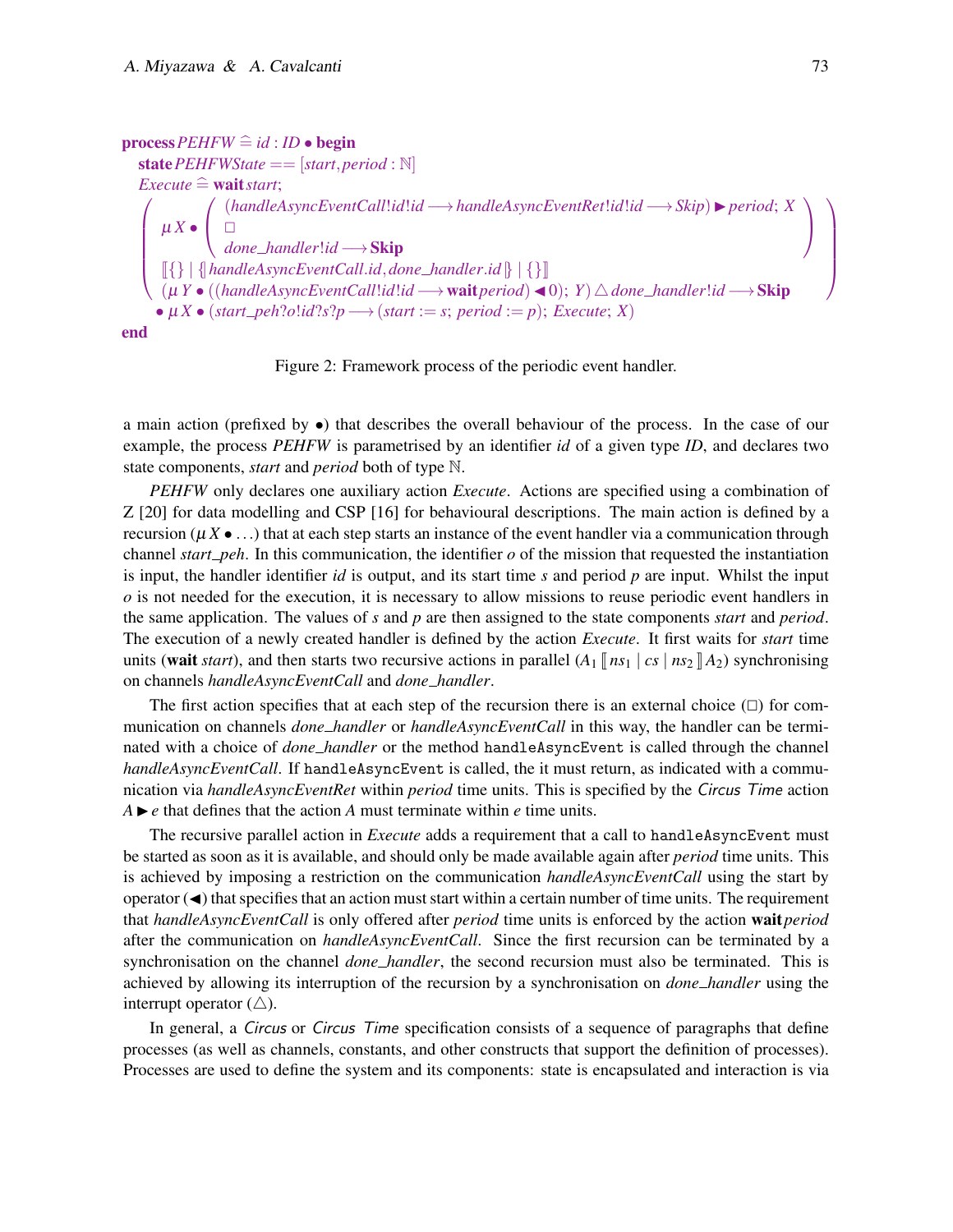$$
\begin{array}{l}
\textbf{process}\, PEHFW \mathrel{\widehat=} id : ID \bullet \textbf{begin} \\
\quad \textbf{state}\, PEHFWState == [start, period : \mathbb{N}] \\
\quad Execute \mathrel{\widehat=} \textbf{wait}\, start; \\
\quad \left(\begin{array}{l}
\mu X \bullet \left(\begin{array}{l}
(handleAsyncEventCall!id!id \longrightarrow handleAsyncEventRet!id!id \longrightarrow Skip) \blacktriangleright period;\ X \\
\Box \\
done\_handler!id \longrightarrow \textbf{Skip}
\end{array}\right) \\
[\![ \{\} \mid \{\!|\, handleAsyncEventCall.id, done\_handler.id \,|\!\} \mid \{\} ]\!] \\
(\mu Y \bullet ((handleAsyncEventCall!id!id \longrightarrow \textbf{wait}\, period) \blacktriangleleft 0);\ Y) \vartriangle done\_handler!id \longrightarrow \textbf{Skip}
\end{array}\right) \\
\quad \bullet\ \mu X \bullet (start\_peh?o!id?s?p \longrightarrow (start := s;\ period := p);\ Execute;\ X) \\
\textbf{end}
\end{array}
$$

Figure 2: Framework process of the periodic event handler.

a main action (prefixed by $\bullet$) that describes the overall behaviour of the process. In the case of our example, the process *PEHFW* is parametrised by an identifier *id* of a given type *ID*, and declares two state components, *start* and *period* both of type $\mathbb{N}$.

*PEHFW* only declares one auxiliary action *Execute*. Actions are specified using a combination of Z [20] for data modelling and CSP [16] for behavioural descriptions. The main action is defined by a recursion ($\mu X \bullet \ldots$) that at each step starts an instance of the event handler via a communication through channel *start_peh*. In this communication, the identifier $o$ of the mission that requested the instantiation is input, the handler identifier *id* is output, and its start time $s$ and period $p$ are input. Whilst the input $o$ is not needed for the execution, it is necessary to allow missions to reuse periodic event handlers in the same application. The values of $s$ and $p$ are then assigned to the state components *start* and *period*. The execution of a newly created handler is defined by the action *Execute*. It first waits for *start* time units (**wait** *start*), and then starts two recursive actions in parallel ($A_1 [\![ ns_1 \mid cs \mid ns_2 ]\!] A_2$) synchronising on channels *handleAsyncEventCall* and *done_handler*.

The first action specifies that at each step of the recursion there is an external choice ($\Box$) for communication on channels *done_handler* or *handleAsyncEventCall* in this way, the handler can be terminated with a choice of *done_handler* or the method `handleAsyncEvent` is called through the channel *handleAsyncEventCall*. If `handleAsyncEvent` is called, the it must return, as indicated with a communication via *handleAsyncEventRet* within *period* time units. This is specified by the *Circus Time* action $A \blacktriangleright e$ that defines that the action $A$ must terminate within $e$ time units.

The recursive parallel action in *Execute* adds a requirement that a call to `handleAsyncEvent` must be started as soon as it is available, and should only be made available again after *period* time units. This is achieved by imposing a restriction on the communication *handleAsyncEventCall* using the start by operator ($\blacktriangleleft$) that specifies that an action must start within a certain number of time units. The requirement that *handleAsyncEventCall* is only offered after *period* time units is enforced by the action **wait** *period* after the communication on *handleAsyncEventCall*. Since the first recursion can be terminated by a synchronisation on the channel *done_handler*, the second recursion must also be terminated. This is achieved by allowing its interruption of the recursion by a synchronisation on *done_handler* using the interrupt operator ($\vartriangle$).

In general, a *Circus* or *Circus Time* specification consists of a sequence of paragraphs that define processes (as well as channels, constants, and other constructs that support the definition of processes). Processes are used to define the system and its components: state is encapsulated and interaction is via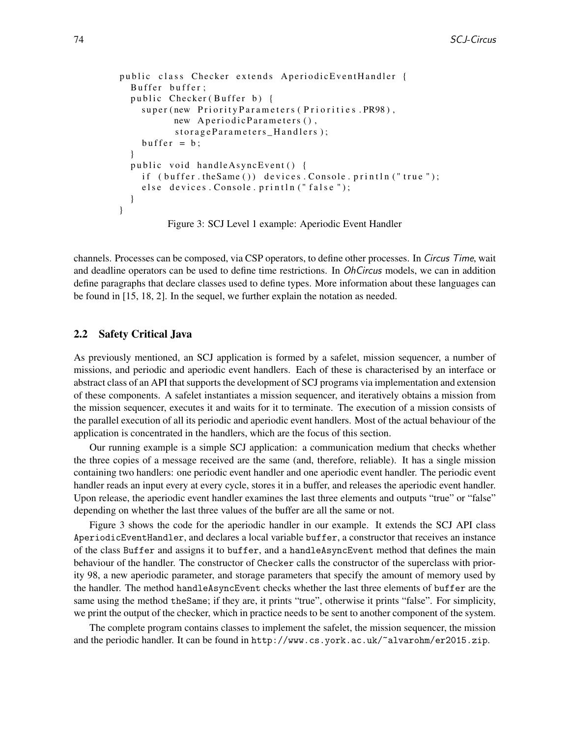```java
public class Checker extends AperiodicEventHandler {
  Buffer buffer;
  public Checker(Buffer b) {
    super(new PriorityParameters(Priorities.PR98),
          new AperiodicParameters(),
          storageParameters_Handlers);
    buffer = b;
  }
  public void handleAsyncEvent() {
    if (buffer.theSame()) devices.Console.println("true");
    else devices.Console.println("false");
  }
}
```

Figure 3: SCJ Level 1 example: Aperiodic Event Handler

channels. Processes can be composed, via CSP operators, to define other processes. In *Circus Time*, wait and deadline operators can be used to define time restrictions. In *OhCircus* models, we can in addition define paragraphs that declare classes used to define types. More information about these languages can be found in [15, 18, 2]. In the sequel, we further explain the notation as needed.

## 2.2 Safety Critical Java

As previously mentioned, an SCJ application is formed by a safelet, mission sequencer, a number of missions, and periodic and aperiodic event handlers. Each of these is characterised by an interface or abstract class of an API that supports the development of SCJ programs via implementation and extension of these components. A safelet instantiates a mission sequencer, and iteratively obtains a mission from the mission sequencer, executes it and waits for it to terminate. The execution of a mission consists of the parallel execution of all its periodic and aperiodic event handlers. Most of the actual behaviour of the application is concentrated in the handlers, which are the focus of this section.

Our running example is a simple SCJ application: a communication medium that checks whether the three copies of a message received are the same (and, therefore, reliable). It has a single mission containing two handlers: one periodic event handler and one aperiodic event handler. The periodic event handler reads an input every at every cycle, stores it in a buffer, and releases the aperiodic event handler. Upon release, the aperiodic event handler examines the last three elements and outputs "true" or "false" depending on whether the last three values of the buffer are all the same or not.

Figure 3 shows the code for the aperiodic handler in our example. It extends the SCJ API class `AperiodicEventHandler`, and declares a local variable `buffer`, a constructor that receives an instance of the class `Buffer` and assigns it to `buffer`, and a `handleAsyncEvent` method that defines the main behaviour of the handler. The constructor of `Checker` calls the constructor of the superclass with priority 98, a new aperiodic parameter, and storage parameters that specify the amount of memory used by the handler. The method `handleAsyncEvent` checks whether the last three elements of `buffer` are the same using the method `theSame`; if they are, it prints "true", otherwise it prints "false". For simplicity, we print the output of the checker, which in practice needs to be sent to another component of the system.

The complete program contains classes to implement the safelet, the mission sequencer, the mission and the periodic handler. It can be found in `http://www.cs.york.ac.uk/~alvarohm/er2015.zip`.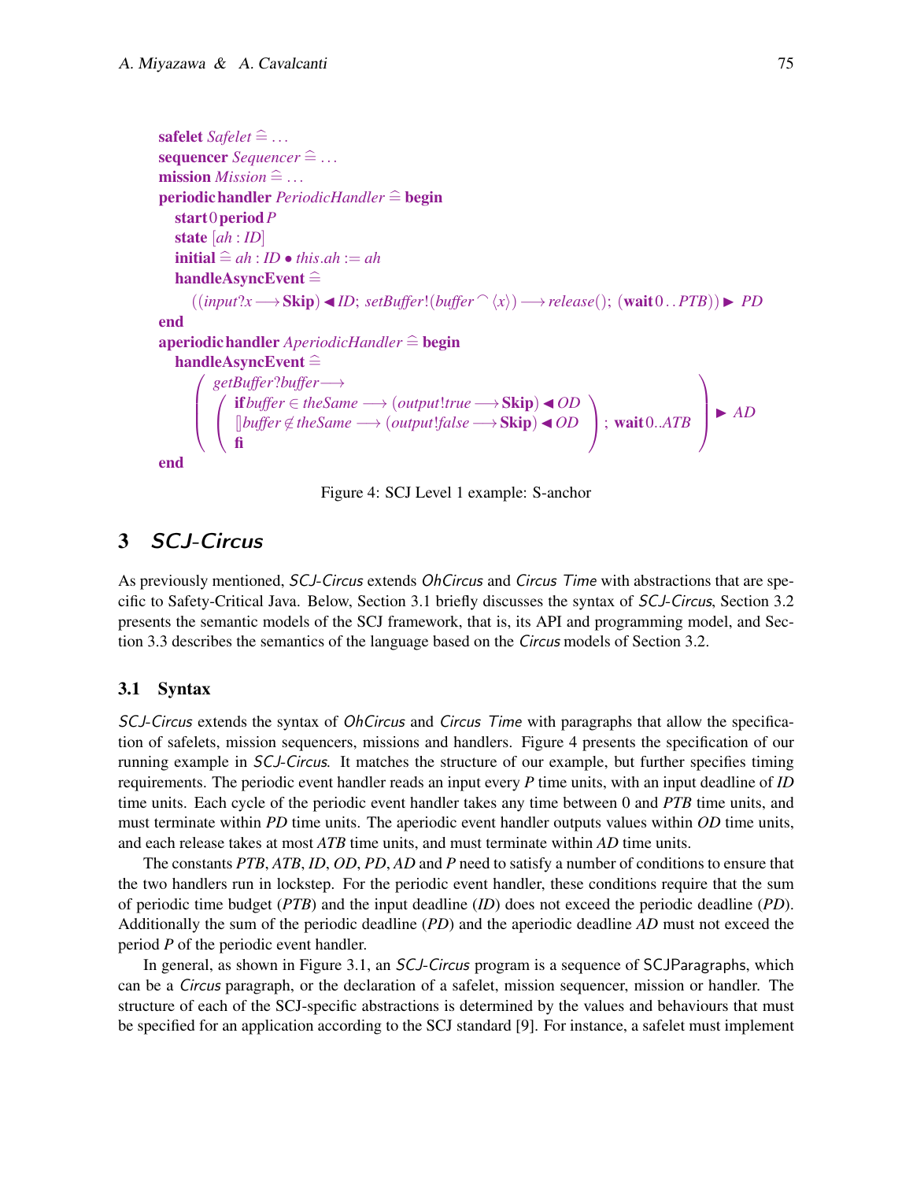$$
\begin{array}{l}
\textbf{safelet}\ \mathit{Safelet} \mathrel{\widehat=} \ldots \\
\textbf{sequencer}\ \mathit{Sequencer} \mathrel{\widehat=} \ldots \\
\textbf{mission}\ \mathit{Mission} \mathrel{\widehat=} \ldots \\
\textbf{periodic handler}\ \mathit{PeriodicHandler} \mathrel{\widehat=} \textbf{begin} \\
\quad \textbf{start}\ 0\ \textbf{period}\ P \\
\quad \textbf{state}\ [ah : ID] \\
\quad \textbf{initial} \mathrel{\widehat=} ah : ID \bullet this.ah := ah \\
\quad \textbf{handleAsyncEvent} \mathrel{\widehat=} \\
\qquad ((input?x \longrightarrow \textbf{Skip}) \blacktriangleleft ID;\ setBuffer!(buffer \frown \langle x \rangle) \longrightarrow release();\ (\textbf{wait}\ 0 \mathrel{..} PTB)) \blacktriangleright PD \\
\textbf{end} \\
\textbf{aperiodic handler}\ \mathit{AperiodicHandler} \mathrel{\widehat=} \textbf{begin} \\
\quad \textbf{handleAsyncEvent} \mathrel{\widehat=} \\
\qquad \left( \begin{array}{l}
getBuffer?buffer \longrightarrow \\
\left( \begin{array}{l}
\textbf{if}\ buffer \in theSame \longrightarrow (output!true \longrightarrow \textbf{Skip}) \blacktriangleleft OD \\
[\!]\ buffer \notin theSame \longrightarrow (output!false \longrightarrow \textbf{Skip}) \blacktriangleleft OD \\
\textbf{fi}
\end{array} \right);\ \textbf{wait}\ 0..ATB
\end{array} \right) \blacktriangleright AD \\
\textbf{end}
\end{array}
$$

Figure 4: SCJ Level 1 example: S-anchor

## 3 *SCJ-Circus*

As previously mentioned, *SCJ-Circus* extends *OhCircus* and *Circus Time* with abstractions that are specific to Safety-Critical Java. Below, Section 3.1 briefly discusses the syntax of *SCJ-Circus*, Section 3.2 presents the semantic models of the SCJ framework, that is, its API and programming model, and Section 3.3 describes the semantics of the language based on the *Circus* models of Section 3.2.

### 3.1 Syntax

*SCJ-Circus* extends the syntax of *OhCircus* and *Circus Time* with paragraphs that allow the specification of safelets, mission sequencers, missions and handlers. Figure 4 presents the specification of our running example in *SCJ-Circus*. It matches the structure of our example, but further specifies timing requirements. The periodic event handler reads an input every $P$ time units, with an input deadline of $ID$ time units. Each cycle of the periodic event handler takes any time between 0 and $PTB$ time units, and must terminate within $PD$ time units. The aperiodic event handler outputs values within $OD$ time units, and each release takes at most $ATB$ time units, and must terminate within $AD$ time units.

The constants $PTB$, $ATB$, $ID$, $OD$, $PD$, $AD$ and $P$ need to satisfy a number of conditions to ensure that the two handlers run in lockstep. For the periodic event handler, these conditions require that the sum of periodic time budget ($PTB$) and the input deadline ($ID$) does not exceed the periodic deadline ($PD$). Additionally the sum of the periodic deadline ($PD$) and the aperiodic deadline $AD$ must not exceed the period $P$ of the periodic event handler.

In general, as shown in Figure 3.1, an *SCJ-Circus* program is a sequence of SCJParagraphs, which can be a *Circus* paragraph, or the declaration of a safelet, mission sequencer, mission or handler. The structure of each of the SCJ-specific abstractions is determined by the values and behaviours that must be specified for an application according to the SCJ standard [9]. For instance, a safelet must implement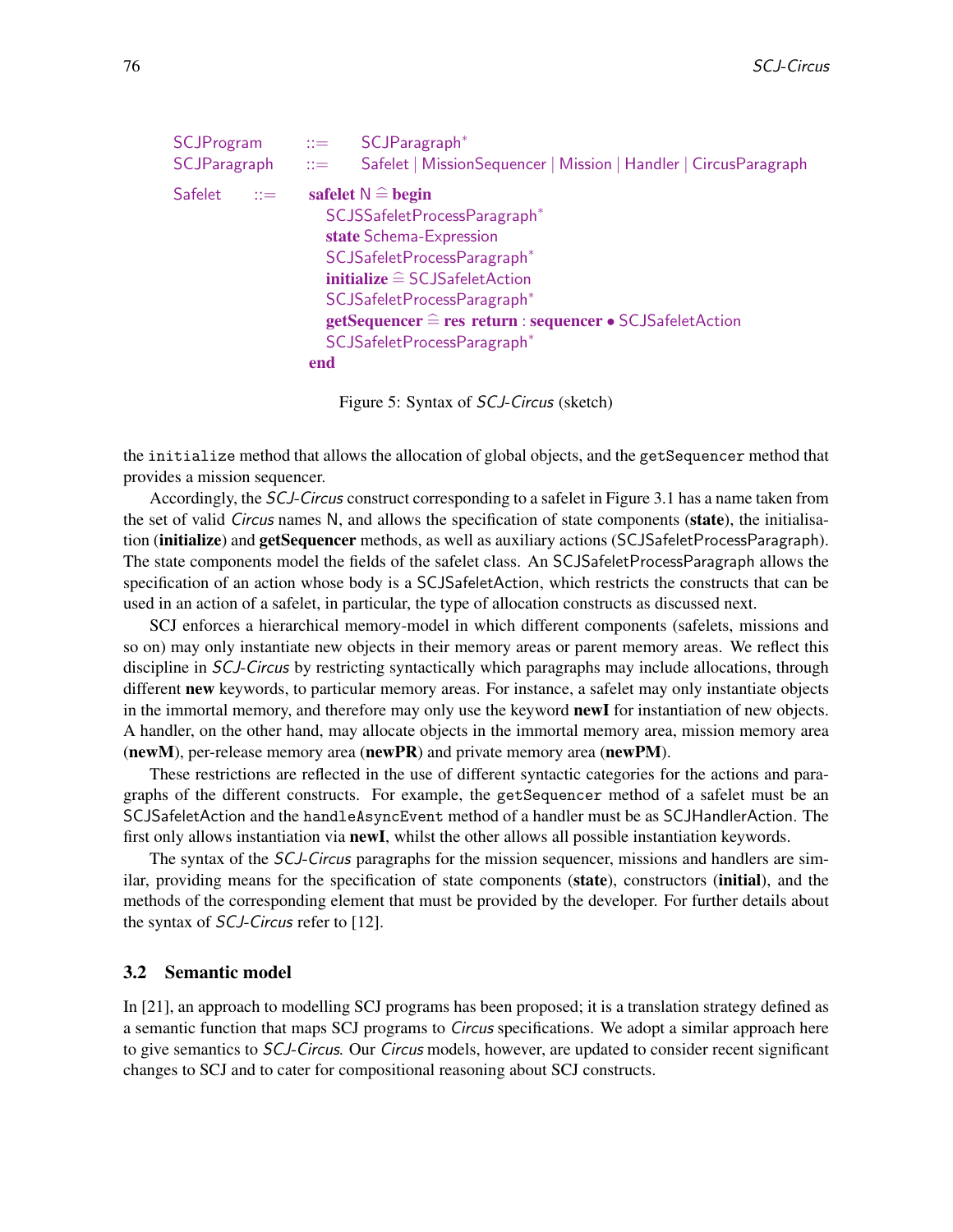```
SCJProgram    ::=  SCJParagraph*
SCJParagraph  ::=  Safelet | MissionSequencer | Mission | Handler | CircusParagraph

Safelet  ::=  safelet N ≙ begin
                SCJSSafeletProcessParagraph*
                state Schema-Expression
                SCJSafeletProcessParagraph*
                initialize ≙ SCJSafeletAction
                SCJSafeletProcessParagraph*
                getSequencer ≙ res return : sequencer • SCJSafeletAction
                SCJSafeletProcessParagraph*
              end
```

Figure 5: Syntax of *SCJ-Circus* (sketch)

the `initialize` method that allows the allocation of global objects, and the `getSequencer` method that provides a mission sequencer.

Accordingly, the *SCJ-Circus* construct corresponding to a safelet in Figure 3.1 has a name taken from the set of valid *Circus* names N, and allows the specification of state components (**state**), the initialisation (**initialize**) and **getSequencer** methods, as well as auxiliary actions (SCJSafeletProcessParagraph). The state components model the fields of the safelet class. An SCJSafeletProcessParagraph allows the specification of an action whose body is a SCJSafeletAction, which restricts the constructs that can be used in an action of a safelet, in particular, the type of allocation constructs as discussed next.

SCJ enforces a hierarchical memory-model in which different components (safelets, missions and so on) may only instantiate new objects in their memory areas or parent memory areas. We reflect this discipline in *SCJ-Circus* by restricting syntactically which paragraphs may include allocations, through different **new** keywords, to particular memory areas. For instance, a safelet may only instantiate objects in the immortal memory, and therefore may only use the keyword **newI** for instantiation of new objects. A handler, on the other hand, may allocate objects in the immortal memory area, mission memory area (**newM**), per-release memory area (**newPR**) and private memory area (**newPM**).

These restrictions are reflected in the use of different syntactic categories for the actions and paragraphs of the different constructs. For example, the `getSequencer` method of a safelet must be an SCJSafeletAction and the `handleAsyncEvent` method of a handler must be as SCJHandlerAction. The first only allows instantiation via **newI**, whilst the other allows all possible instantiation keywords.

The syntax of the *SCJ-Circus* paragraphs for the mission sequencer, missions and handlers are similar, providing means for the specification of state components (**state**), constructors (**initial**), and the methods of the corresponding element that must be provided by the developer. For further details about the syntax of *SCJ-Circus* refer to [12].

### 3.2 Semantic model

In [21], an approach to modelling SCJ programs has been proposed; it is a translation strategy defined as a semantic function that maps SCJ programs to *Circus* specifications. We adopt a similar approach here to give semantics to *SCJ-Circus*. Our *Circus* models, however, are updated to consider recent significant changes to SCJ and to cater for compositional reasoning about SCJ constructs.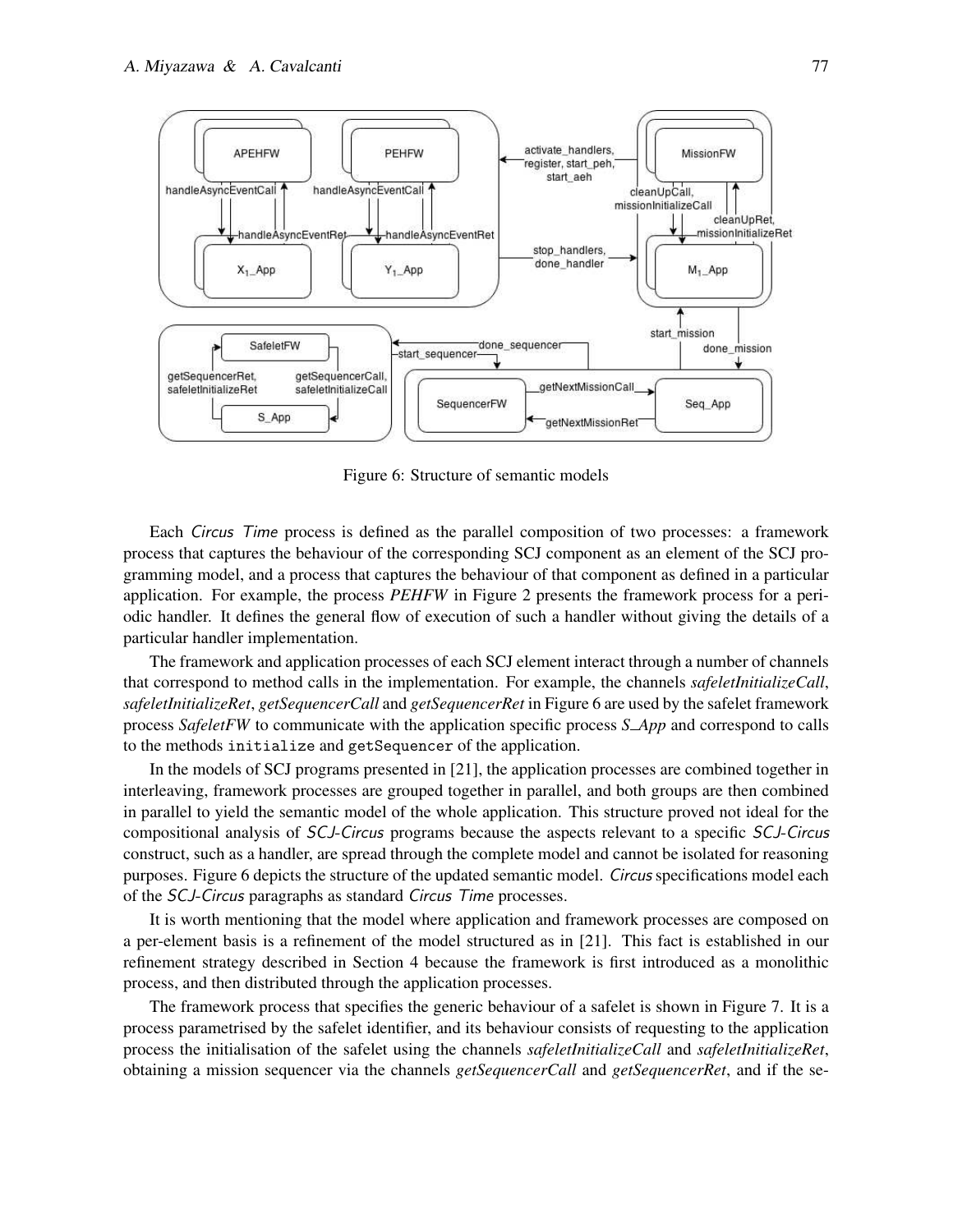Figure 6: Structure of semantic models

Each *Circus Time* process is defined as the parallel composition of two processes: a framework process that captures the behaviour of the corresponding SCJ component as an element of the SCJ programming model, and a process that captures the behaviour of that component as defined in a particular application. For example, the process *PEHFW* in Figure 2 presents the framework process for a periodic handler. It defines the general flow of execution of such a handler without giving the details of a particular handler implementation.

The framework and application processes of each SCJ element interact through a number of channels that correspond to method calls in the implementation. For example, the channels *safeletInitializeCall*, *safeletInitializeRet*, *getSequencerCall* and *getSequencerRet* in Figure 6 are used by the safelet framework process *SafeletFW* to communicate with the application specific process *S_App* and correspond to calls to the methods `initialize` and `getSequencer` of the application.

In the models of SCJ programs presented in [21], the application processes are combined together in interleaving, framework processes are grouped together in parallel, and both groups are then combined in parallel to yield the semantic model of the whole application. This structure proved not ideal for the compositional analysis of *SCJ-Circus* programs because the aspects relevant to a specific *SCJ-Circus* construct, such as a handler, are spread through the complete model and cannot be isolated for reasoning purposes. Figure 6 depicts the structure of the updated semantic model. *Circus* specifications model each of the *SCJ-Circus* paragraphs as standard *Circus Time* processes.

It is worth mentioning that the model where application and framework processes are composed on a per-element basis is a refinement of the model structured as in [21]. This fact is established in our refinement strategy described in Section 4 because the framework is first introduced as a monolithic process, and then distributed through the application processes.

The framework process that specifies the generic behaviour of a safelet is shown in Figure 7. It is a process parametrised by the safelet identifier, and its behaviour consists of requesting to the application process the initialisation of the safelet using the channels *safeletInitializeCall* and *safeletInitializeRet*, obtaining a mission sequencer via the channels *getSequencerCall* and *getSequencerRet*, and if the se-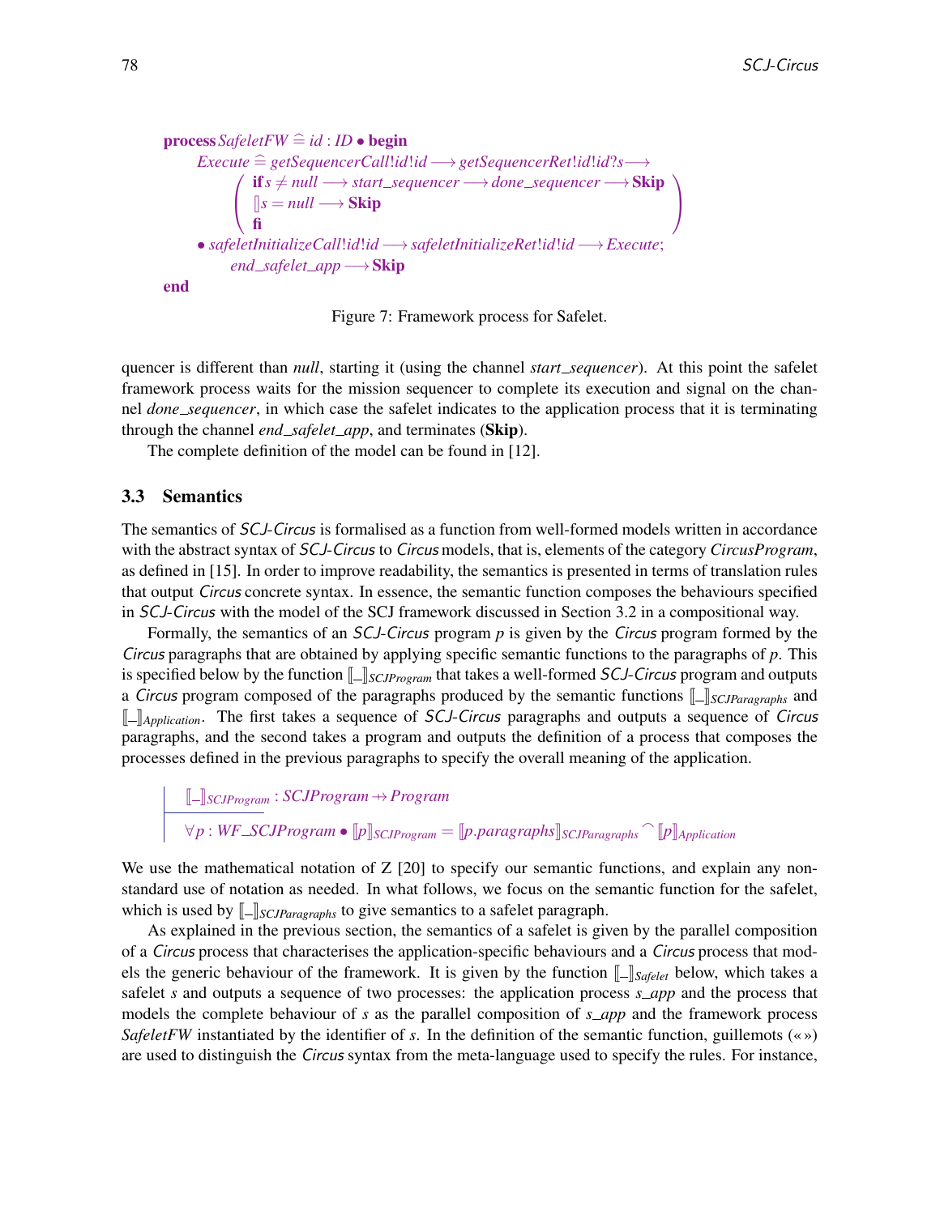$$
\begin{array}{l}
\textbf{process}\ SafeletFW \mathrel{\widehat=} id : ID \bullet \textbf{begin} \\
\quad Execute \mathrel{\widehat=} getSequencerCall!id!id \longrightarrow getSequencerRet!id!id?s \longrightarrow \\
\qquad \left( \begin{array}{l} \textbf{if}\ s \neq null \longrightarrow start\_sequencer \longrightarrow done\_sequencer \longrightarrow \textbf{Skip} \\ [\!]\ s = null \longrightarrow \textbf{Skip} \\ \textbf{fi} \end{array} \right) \\
\quad \bullet\ safeletInitializeCall!id!id \longrightarrow safeletInitializeRet!id!id \longrightarrow Execute; \\
\qquad end\_safelet\_app \longrightarrow \textbf{Skip} \\
\textbf{end}
\end{array}
$$

Figure 7: Framework process for Safelet.

quencer is different than *null*, starting it (using the channel *start_sequencer*). At this point the safelet framework process waits for the mission sequencer to complete its execution and signal on the channel *done_sequencer*, in which case the safelet indicates to the application process that it is terminating through the channel *end_safelet_app*, and terminates (**Skip**).

The complete definition of the model can be found in [12].

## 3.3 Semantics

The semantics of *SCJ-Circus* is formalised as a function from well-formed models written in accordance with the abstract syntax of *SCJ-Circus* to *Circus* models, that is, elements of the category *CircusProgram*, as defined in [15]. In order to improve readability, the semantics is presented in terms of translation rules that output *Circus* concrete syntax. In essence, the semantic function composes the behaviours specified in *SCJ-Circus* with the model of the SCJ framework discussed in Section 3.2 in a compositional way.

Formally, the semantics of an *SCJ-Circus* program $p$ is given by the *Circus* program formed by the *Circus* paragraphs that are obtained by applying specific semantic functions to the paragraphs of $p$. This is specified below by the function $[\![\_]\!]_{SCJProgram}$ that takes a well-formed *SCJ-Circus* program and outputs a *Circus* program composed of the paragraphs produced by the semantic functions $[\![\_]\!]_{SCJParagraphs}$ and $[\![\_]\!]_{Application}$. The first takes a sequence of *SCJ-Circus* paragraphs and outputs a sequence of *Circus* paragraphs, and the second takes a program and outputs the definition of a process that composes the processes defined in the previous paragraphs to specify the overall meaning of the application.

$$
\begin{array}{l}
[\![\_]\!]_{SCJProgram} : SCJProgram \rightarrow\!\!\!\!\!\!+\ Program \\
\hline
\forall p : WF\_SCJProgram \bullet [\![p]\!]_{SCJProgram} = [\![p.paragraphs]\!]_{SCJParagraphs} \frown [\![p]\!]_{Application}
\end{array}
$$

We use the mathematical notation of Z [20] to specify our semantic functions, and explain any non-standard use of notation as needed. In what follows, we focus on the semantic function for the safelet, which is used by $[\![\_]\!]_{SCJParagraphs}$ to give semantics to a safelet paragraph.

As explained in the previous section, the semantics of a safelet is given by the parallel composition of a *Circus* process that characterises the application-specific behaviours and a *Circus* process that models the generic behaviour of the framework. It is given by the function $[\![\_]\!]_{Safelet}$ below, which takes a safelet $s$ and outputs a sequence of two processes: the application process *s_app* and the process that models the complete behaviour of $s$ as the parallel composition of *s_app* and the framework process *SafeletFW* instantiated by the identifier of $s$. In the definition of the semantic function, guillemots (« ») are used to distinguish the *Circus* syntax from the meta-language used to specify the rules. For instance,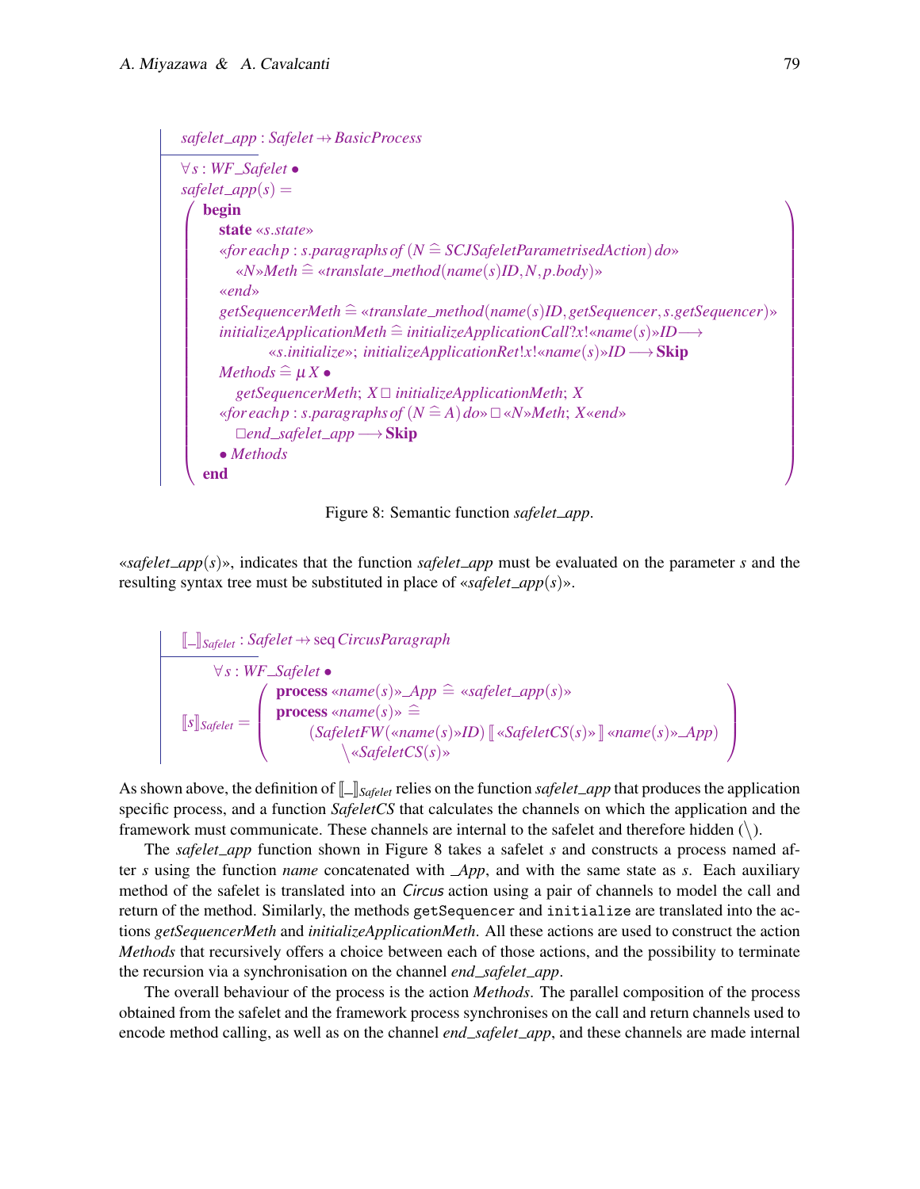$$
\begin{array}{l}
\mathit{safelet\_app} : \mathit{Safelet} \rightarrow\!\!\!\!\!+ \mathit{BasicProcess} \\
\hline
\forall s : \mathit{WF\_Safelet} \bullet \\
\mathit{safelet\_app}(s) = \\
\left(\begin{array}{l}
\textbf{begin} \\
\quad \textbf{state} \ll s.state \gg \\
\quad \ll \mathit{for\,each\,p} : s.paragraphs\,of\ (N \mathrel{\widehat=} \mathit{SCJSafeletParametrisedAction})\ do \gg \\
\qquad \ll N \gg \mathit{Meth} \mathrel{\widehat=} \ll \mathit{translate\_method}(name(s)ID, N, p.body) \gg \\
\quad \ll end \gg \\
\quad \mathit{getSequencerMeth} \mathrel{\widehat=} \ll \mathit{translate\_method}(name(s)ID, \mathit{getSequencer}, s.\mathit{getSequencer}) \gg \\
\quad \mathit{initializeApplicationMeth} \mathrel{\widehat=} \mathit{initializeApplicationCall}?x!\ll name(s) \gg ID \longrightarrow \\
\qquad\qquad \ll s.initialize \gg;\ \mathit{initializeApplicationRet}!x!\ll name(s) \gg ID \longrightarrow \textbf{Skip} \\
\quad \mathit{Methods} \mathrel{\widehat=} \mu X \bullet \\
\qquad \mathit{getSequencerMeth};\ X \,\Box\, \mathit{initializeApplicationMeth};\ X \\
\quad \ll \mathit{for\,each\,p} : s.paragraphs\,of\ (N \mathrel{\widehat=} A)\ do \gg \Box \ll N \gg \mathit{Meth};\ X \ll end \gg \\
\qquad \Box \mathit{end\_safelet\_app} \longrightarrow \textbf{Skip} \\
\quad \bullet\ \mathit{Methods} \\
\textbf{end}
\end{array}\right)
\end{array}
$$

Figure 8: Semantic function *safelet_app*.

«$\mathit{safelet\_app}(s)$», indicates that the function *safelet_app* must be evaluated on the parameter $s$ and the resulting syntax tree must be substituted in place of «$\mathit{safelet\_app}(s)$».

$$
\begin{array}{l}
[\![\_]\!]_{\mathit{Safelet}} : \mathit{Safelet} \rightarrow\!\!\!\!\!+ \operatorname{seq} \mathit{CircusParagraph} \\
\hline
\qquad \forall s : \mathit{WF\_Safelet} \bullet \\
[\![s]\!]_{\mathit{Safelet}} = \left(\begin{array}{l}
\textbf{process} \ll name(s) \gg \mathit{\_App} \mathrel{\widehat=} \ll \mathit{safelet\_app}(s) \gg \\
\textbf{process} \ll name(s) \gg \mathrel{\widehat=} \\
\qquad (\mathit{SafeletFW}(\ll name(s) \gg ID)\ [\![ \ll \mathit{SafeletCS}(s) \gg ]\!] \ll name(s) \gg \mathit{\_App}) \\
\qquad\qquad \setminus \ll \mathit{SafeletCS}(s) \gg
\end{array}\right)
\end{array}
$$

As shown above, the definition of $[\![\_]\!]_{\mathit{Safelet}}$ relies on the function *safelet_app* that produces the application specific process, and a function *SafeletCS* that calculates the channels on which the application and the framework must communicate. These channels are internal to the safelet and therefore hidden ($\setminus$).

The *safelet_app* function shown in Figure 8 takes a safelet $s$ and constructs a process named after $s$ using the function *name* concatenated with *_App*, and with the same state as $s$. Each auxiliary method of the safelet is translated into an *Circus* action using a pair of channels to model the call and return of the method. Similarly, the methods `getSequencer` and `initialize` are translated into the actions *getSequencerMeth* and *initializeApplicationMeth*. All these actions are used to construct the action *Methods* that recursively offers a choice between each of those actions, and the possibility to terminate the recursion via a synchronisation on the channel *end_safelet_app*.

The overall behaviour of the process is the action *Methods*. The parallel composition of the process obtained from the safelet and the framework process synchronises on the call and return channels used to encode method calling, as well as on the channel *end_safelet_app*, and these channels are made internal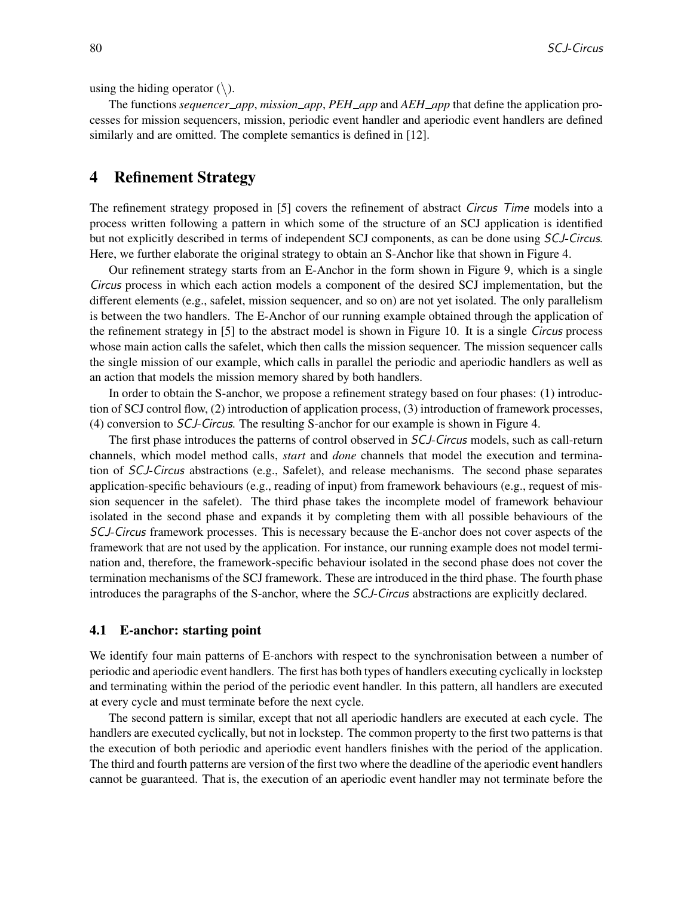using the hiding operator ($\setminus$).

The functions *sequencer_app*, *mission_app*, *PEH_app* and *AEH_app* that define the application processes for mission sequencers, mission, periodic event handler and aperiodic event handlers are defined similarly and are omitted. The complete semantics is defined in [12].

## 4 Refinement Strategy

The refinement strategy proposed in [5] covers the refinement of abstract *Circus Time* models into a process written following a pattern in which some of the structure of an SCJ application is identified but not explicitly described in terms of independent SCJ components, as can be done using *SCJ-Circus*. Here, we further elaborate the original strategy to obtain an S-Anchor like that shown in Figure 4.

Our refinement strategy starts from an E-Anchor in the form shown in Figure 9, which is a single *Circus* process in which each action models a component of the desired SCJ implementation, but the different elements (e.g., safelet, mission sequencer, and so on) are not yet isolated. The only parallelism is between the two handlers. The E-Anchor of our running example obtained through the application of the refinement strategy in [5] to the abstract model is shown in Figure 10. It is a single *Circus* process whose main action calls the safelet, which then calls the mission sequencer. The mission sequencer calls the single mission of our example, which calls in parallel the periodic and aperiodic handlers as well as an action that models the mission memory shared by both handlers.

In order to obtain the S-anchor, we propose a refinement strategy based on four phases: (1) introduction of SCJ control flow, (2) introduction of application process, (3) introduction of framework processes, (4) conversion to *SCJ-Circus*. The resulting S-anchor for our example is shown in Figure 4.

The first phase introduces the patterns of control observed in *SCJ-Circus* models, such as call-return channels, which model method calls, *start* and *done* channels that model the execution and termination of *SCJ-Circus* abstractions (e.g., Safelet), and release mechanisms. The second phase separates application-specific behaviours (e.g., reading of input) from framework behaviours (e.g., request of mission sequencer in the safelet). The third phase takes the incomplete model of framework behaviour isolated in the second phase and expands it by completing them with all possible behaviours of the *SCJ-Circus* framework processes. This is necessary because the E-anchor does not cover aspects of the framework that are not used by the application. For instance, our running example does not model termination and, therefore, the framework-specific behaviour isolated in the second phase does not cover the termination mechanisms of the SCJ framework. These are introduced in the third phase. The fourth phase introduces the paragraphs of the S-anchor, where the *SCJ-Circus* abstractions are explicitly declared.

### 4.1 E-anchor: starting point

We identify four main patterns of E-anchors with respect to the synchronisation between a number of periodic and aperiodic event handlers. The first has both types of handlers executing cyclically in lockstep and terminating within the period of the periodic event handler. In this pattern, all handlers are executed at every cycle and must terminate before the next cycle.

The second pattern is similar, except that not all aperiodic handlers are executed at each cycle. The handlers are executed cyclically, but not in lockstep. The common property to the first two patterns is that the execution of both periodic and aperiodic event handlers finishes with the period of the application. The third and fourth patterns are version of the first two where the deadline of the aperiodic event handlers cannot be guaranteed. That is, the execution of an aperiodic event handler may not terminate before the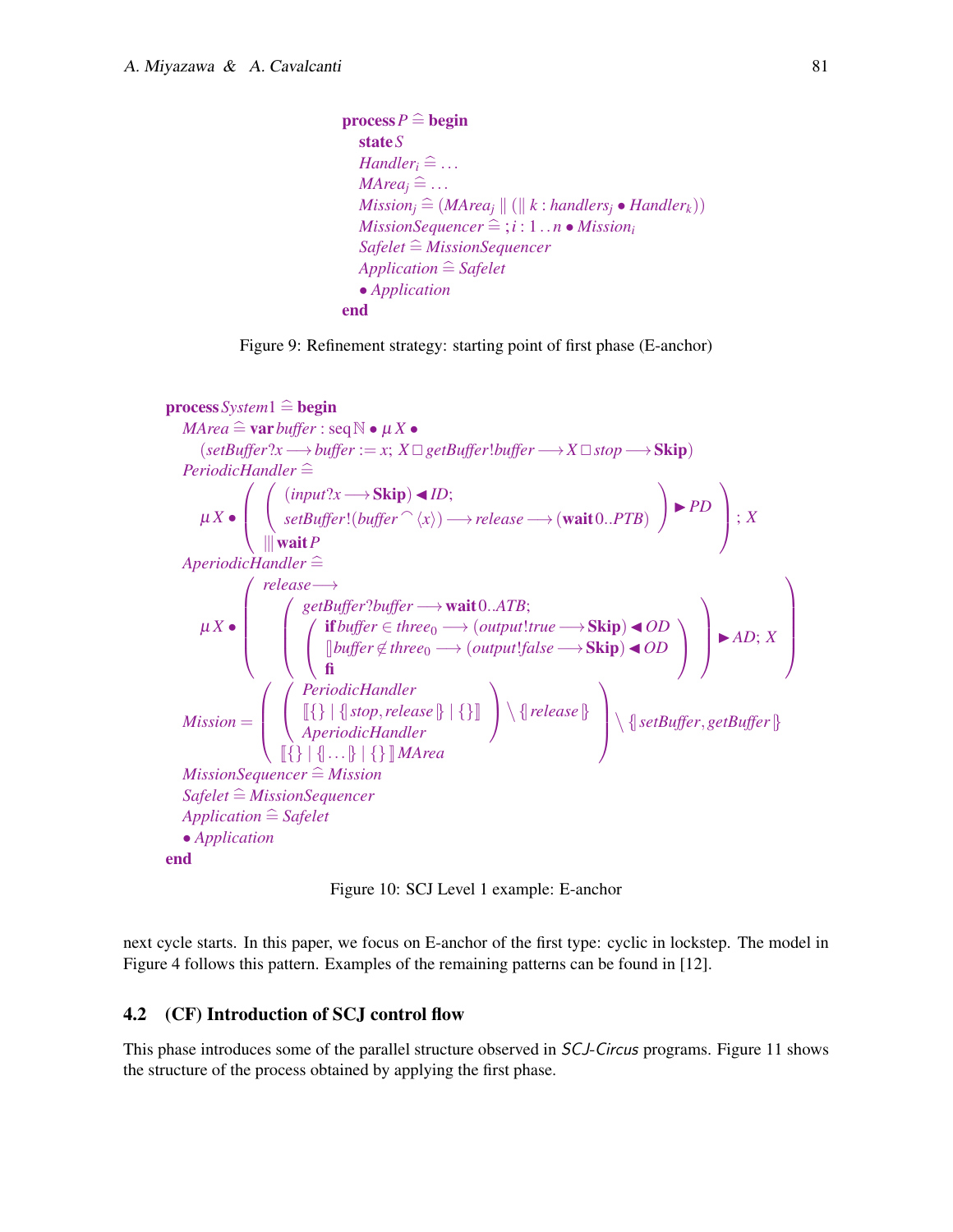$$
\begin{array}{l}
\textbf{process}\ P \mathrel{\widehat{=}} \textbf{begin} \\
\quad \textbf{state}\ S \\
\quad \mathit{Handler}_i \mathrel{\widehat{=}} \ldots \\
\quad \mathit{MArea}_j \mathrel{\widehat{=}} \ldots \\
\quad \mathit{Mission}_j \mathrel{\widehat{=}} (\mathit{MArea}_j \parallel (\parallel k : \mathit{handlers}_j \bullet \mathit{Handler}_k)) \\
\quad \mathit{MissionSequencer} \mathrel{\widehat{=}} ;\, i : 1 \mathinner{\ldotp\ldotp} n \bullet \mathit{Mission}_i \\
\quad \mathit{Safelet} \mathrel{\widehat{=}} \mathit{MissionSequencer} \\
\quad \mathit{Application} \mathrel{\widehat{=}} \mathit{Safelet} \\
\quad \bullet\ \mathit{Application} \\
\textbf{end}
\end{array}
$$

Figure 9: Refinement strategy: starting point of first phase (E-anchor)

$$
\begin{array}{l}
\textbf{process}\ \mathit{System1} \mathrel{\widehat{=}} \textbf{begin} \\
\quad \mathit{MArea} \mathrel{\widehat{=}} \textbf{var}\ \mathit{buffer} : \operatorname{seq} \mathbb{N} \bullet \mu X \bullet \\
\qquad (\mathit{setBuffer}?x \longrightarrow \mathit{buffer} := x;\ X \,\Box\, \mathit{getBuffer}!\mathit{buffer} \longrightarrow X \,\Box\, \mathit{stop} \longrightarrow \textbf{Skip}) \\
\quad \mathit{PeriodicHandler} \mathrel{\widehat{=}} \\
\qquad \mu X \bullet \left( \left( \begin{array}{l} (\mathit{input}?x \longrightarrow \textbf{Skip}) \blacktriangleleft \mathit{ID}; \\ \mathit{setBuffer}!(\mathit{buffer} \frown \langle x \rangle) \longrightarrow \mathit{release} \longrightarrow (\textbf{wait}\ 0 \mathinner{\ldotp\ldotp} \mathit{PTB}) \end{array} \right) \blacktriangleright \mathit{PD} \atop \interleave\ \textbf{wait}\ P \right); X \\
\quad \mathit{AperiodicHandler} \mathrel{\widehat{=}} \\
\qquad \mu X \bullet \left( \begin{array}{l} \mathit{release} \longrightarrow \\ \quad \left( \begin{array}{l} \mathit{getBuffer}?\mathit{buffer} \longrightarrow \textbf{wait}\ 0 \mathinner{\ldotp\ldotp} \mathit{ATB}; \\ \left( \begin{array}{l} \textbf{if}\ \mathit{buffer} \in \mathit{three}_0 \longrightarrow (\mathit{output}!\mathit{true} \longrightarrow \textbf{Skip}) \blacktriangleleft \mathit{OD} \\ [\!]\ \mathit{buffer} \notin \mathit{three}_0 \longrightarrow (\mathit{output}!\mathit{false} \longrightarrow \textbf{Skip}) \blacktriangleleft \mathit{OD} \\ \textbf{fi} \end{array} \right) \end{array} \right) \blacktriangleright \mathit{AD};\ X \end{array} \right) \\
\quad \mathit{Mission} = \left( \begin{array}{l} \left( \begin{array}{l} \mathit{PeriodicHandler} \\ [\![ \{\} \mid \{\!| \mathit{stop}, \mathit{release} |\!\} \mid \{\} ]\!] \\ \mathit{AperiodicHandler} \end{array} \right) \setminus \{\!| \mathit{release} |\!\} \\ [\![ \{\} \mid \{\!| \ldots |\!\} \mid \{\} ]\!]\ \mathit{MArea} \end{array} \right) \setminus \{\!| \mathit{setBuffer}, \mathit{getBuffer} |\!\} \\
\quad \mathit{MissionSequencer} \mathrel{\widehat{=}} \mathit{Mission} \\
\quad \mathit{Safelet} \mathrel{\widehat{=}} \mathit{MissionSequencer} \\
\quad \mathit{Application} \mathrel{\widehat{=}} \mathit{Safelet} \\
\quad \bullet\ \mathit{Application} \\
\textbf{end}
\end{array}
$$

Figure 10: SCJ Level 1 example: E-anchor

next cycle starts. In this paper, we focus on E-anchor of the first type: cyclic in lockstep. The model in Figure 4 follows this pattern. Examples of the remaining patterns can be found in [12].

## 4.2 (CF) Introduction of SCJ control flow

This phase introduces some of the parallel structure observed in *SCJ-Circus* programs. Figure 11 shows the structure of the process obtained by applying the first phase.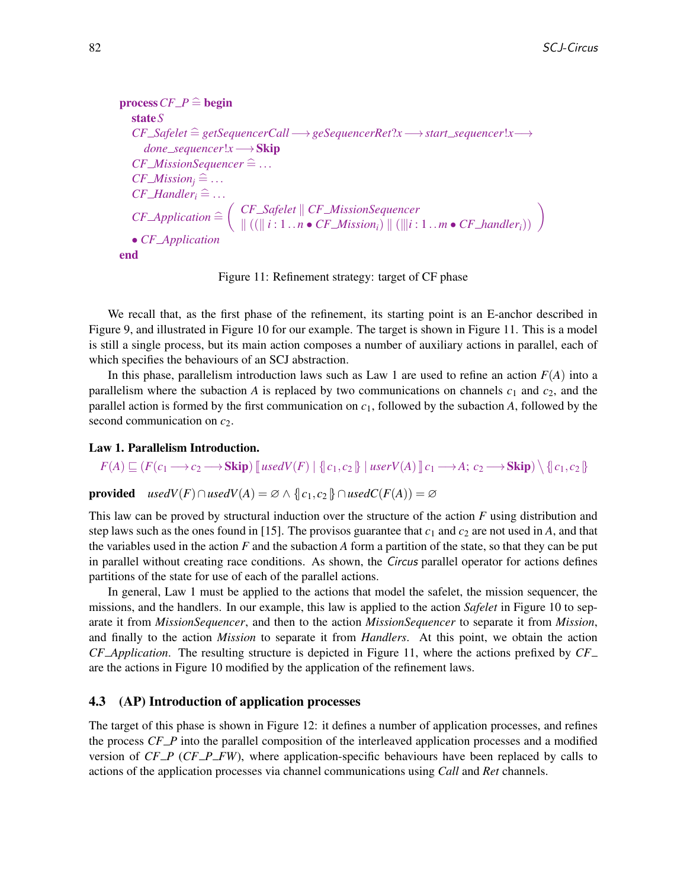$$
\begin{array}{l}
\textbf{process}\ CF\_P \mathrel{\widehat=} \textbf{begin} \\
\quad \textbf{state}\ S \\
\quad CF\_Safelet \mathrel{\widehat=} getSequencerCall \longrightarrow geSequencerRet?x \longrightarrow start\_sequencer!x \longrightarrow \\
\qquad done\_sequencer!x \longrightarrow \textbf{Skip} \\
\quad CF\_MissionSequencer \mathrel{\widehat=} \ldots \\
\quad CF\_Mission_j \mathrel{\widehat=} \ldots \\
\quad CF\_Handler_i \mathrel{\widehat=} \ldots \\
\quad CF\_Application \mathrel{\widehat=} \left( \begin{array}{l} CF\_Safelet \parallel CF\_MissionSequencer \\ \parallel ((\parallel i : 1 \mathinner{\ldotp\ldotp} n \bullet CF\_Mission_i) \parallel (|||i : 1 \mathinner{\ldotp\ldotp} m \bullet CF\_handler_i)) \end{array} \right) \\
\quad \bullet\ CF\_Application \\
\textbf{end}
\end{array}
$$

Figure 11: Refinement strategy: target of CF phase

We recall that, as the first phase of the refinement, its starting point is an E-anchor described in Figure 9, and illustrated in Figure 10 for our example. The target is shown in Figure 11. This is a model is still a single process, but its main action composes a number of auxiliary actions in parallel, each of which specifies the behaviours of an SCJ abstraction.

In this phase, parallelism introduction laws such as Law 1 are used to refine an action $F(A)$ into a parallelism where the subaction $A$ is replaced by two communications on channels $c_1$ and $c_2$, and the parallel action is formed by the first communication on $c_1$, followed by the subaction $A$, followed by the second communication on $c_2$.

**Law 1. Parallelism Introduction.**

$$F(A) \sqsubseteq (F(c_1 \longrightarrow c_2 \longrightarrow \textbf{Skip}) \llbracket usedV(F) \mid \{\!| c_1, c_2 |\!\} \mid userV(A) \rrbracket\, c_1 \longrightarrow A;\ c_2 \longrightarrow \textbf{Skip}) \setminus \{\!| c_1, c_2 |\!\}$$

**provided** $\quad usedV(F) \cap usedV(A) = \varnothing \wedge \{\!| c_1, c_2 |\!\} \cap usedC(F(A)) = \varnothing$

This law can be proved by structural induction over the structure of the action $F$ using distribution and step laws such as the ones found in [15]. The provisos guarantee that $c_1$ and $c_2$ are not used in $A$, and that the variables used in the action $F$ and the subaction $A$ form a partition of the state, so that they can be put in parallel without creating race conditions. As shown, the *Circus* parallel operator for actions defines partitions of the state for use of each of the parallel actions.

In general, Law 1 must be applied to the actions that model the safelet, the mission sequencer, the missions, and the handlers. In our example, this law is applied to the action *Safelet* in Figure 10 to separate it from *MissionSequencer*, and then to the action *MissionSequencer* to separate it from *Mission*, and finally to the action *Mission* to separate it from *Handlers*. At this point, we obtain the action *CF_Application*. The resulting structure is depicted in Figure 11, where the actions prefixed by *CF_* are the actions in Figure 10 modified by the application of the refinement laws.

### 4.3 (AP) Introduction of application processes

The target of this phase is shown in Figure 12: it defines a number of application processes, and refines the process *CF_P* into the parallel composition of the interleaved application processes and a modified version of *CF_P* (*CF_P_FW*), where application-specific behaviours have been replaced by calls to actions of the application processes via channel communications using *Call* and *Ret* channels.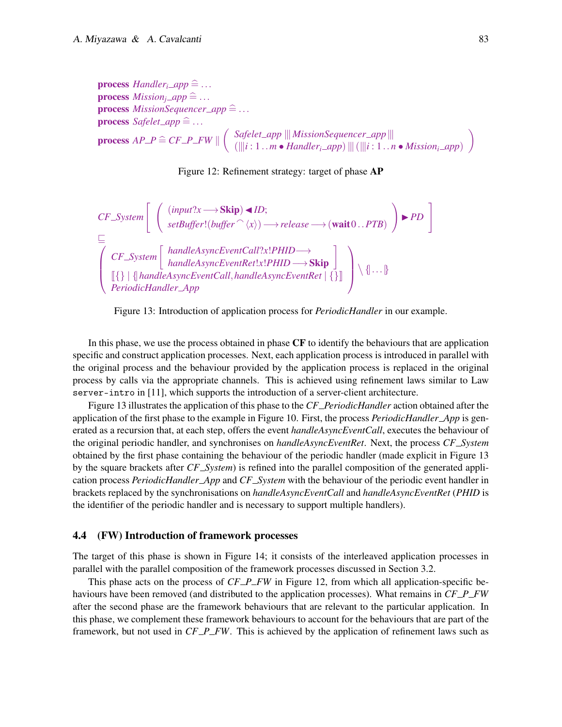$$
\begin{array}{l}
\textbf{process}\ \mathit{Handler}_i\_\mathit{app} \mathrel{\widehat=} \ldots \\
\textbf{process}\ \mathit{Mission}_j\_\mathit{app} \mathrel{\widehat=} \ldots \\
\textbf{process}\ \mathit{MissionSequencer\_app} \mathrel{\widehat=} \ldots \\
\textbf{process}\ \mathit{Safelet\_app} \mathrel{\widehat=} \ldots \\
\textbf{process}\ \mathit{AP\_P} \mathrel{\widehat=} \mathit{CF\_P\_FW} \parallel \left( \begin{array}{l} \mathit{Safelet\_app} \mathbin{|||} \mathit{MissionSequencer\_app} \mathbin{|||} \\ (|||\, i : 1 \ldots m \bullet \mathit{Handler}_i\_\mathit{app}) \mathbin{|||} (|||\, i : 1 \ldots n \bullet \mathit{Mission}_i\_\mathit{app}) \end{array} \right)
\end{array}
$$

Figure 12: Refinement strategy: target of phase **AP**

$$
\begin{array}{l}
\mathit{CF\_System} \left[ \left( \begin{array}{l} (\mathit{input}?x \longrightarrow \textbf{Skip}) \blacktriangleleft \mathit{ID}; \\ \mathit{setBuffer}!(\mathit{buffer} \frown \langle x \rangle) \longrightarrow \mathit{release} \longrightarrow (\textbf{wait}\, 0 \ldots \mathit{PTB}) \end{array} \right) \blacktriangleright \mathit{PD} \right] \\
\sqsubseteq \\
\left( \begin{array}{l} \mathit{CF\_System} \left[ \begin{array}{l} \mathit{handleAsyncEventCall}?x!\mathit{PHID} \longrightarrow \\ \mathit{handleAsyncEventRet}!x!\mathit{PHID} \longrightarrow \textbf{Skip} \end{array} \right] \\ \llbracket \{\} \mid \{\!|\, \mathit{handleAsyncEventCall}, \mathit{handleAsyncEventRet} \,|\!\} \mid \{\} \rrbracket \\ \mathit{PeriodicHandler\_App} \end{array} \right) \setminus \{\!| \ldots |\!\}
\end{array}
$$

Figure 13: Introduction of application process for *PeriodicHandler* in our example.

In this phase, we use the process obtained in phase **CF** to identify the behaviours that are application specific and construct application processes. Next, each application process is introduced in parallel with the original process and the behaviour provided by the application process is replaced in the original process by calls via the appropriate channels. This is achieved using refinement laws similar to Law `server-intro` in [11], which supports the introduction of a server-client architecture.

Figure 13 illustrates the application of this phase to the *CF_PeriodicHandler* action obtained after the application of the first phase to the example in Figure 10. First, the process *PeriodicHandler_App* is generated as a recursion that, at each step, offers the event *handleAsyncEventCall*, executes the behaviour of the original periodic handler, and synchronises on *handleAsyncEventRet*. Next, the process *CF_System* obtained by the first phase containing the behaviour of the periodic handler (made explicit in Figure 13 by the square brackets after *CF_System*) is refined into the parallel composition of the generated application process *PeriodicHandler_App* and *CF_System* with the behaviour of the periodic event handler in brackets replaced by the synchronisations on *handleAsyncEventCall* and *handleAsyncEventRet* (*PHID* is the identifier of the periodic handler and is necessary to support multiple handlers).

### 4.4 (FW) Introduction of framework processes

The target of this phase is shown in Figure 14; it consists of the interleaved application processes in parallel with the parallel composition of the framework processes discussed in Section 3.2.

This phase acts on the process of *CF_P_FW* in Figure 12, from which all application-specific behaviours have been removed (and distributed to the application processes). What remains in *CF_P_FW* after the second phase are the framework behaviours that are relevant to the particular application. In this phase, we complement these framework behaviours to account for the behaviours that are part of the framework, but not used in *CF_P_FW*. This is achieved by the application of refinement laws such as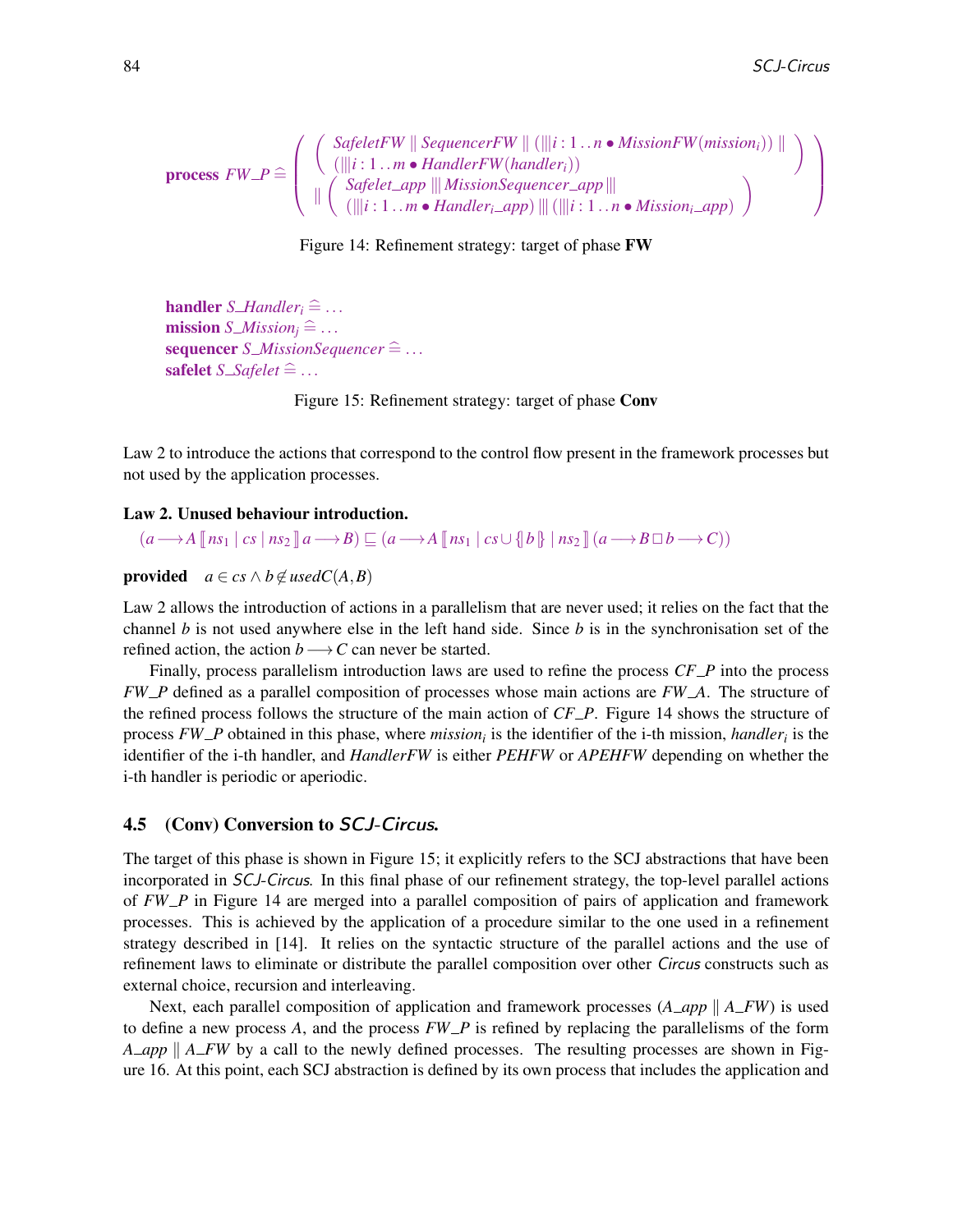$$\textbf{process } FW\_P \mathrel{\widehat=} \left( \begin{array}{l} \left( \begin{array}{l} SafeletFW \parallel SequencerFW \parallel (|||\, i : 1 \,..\, n \bullet MissionFW(mission_i)) \parallel \\ (|||\, i : 1 \,..\, m \bullet HandlerFW(handler_i)) \end{array} \right) \\ \parallel \left( \begin{array}{l} Safelet\_app \;|||\; MissionSequencer\_app \;||| \\ (|||\, i : 1 \,..\, m \bullet Handler_i\_app) \;|||\; (|||\, i : 1 \,..\, n \bullet Mission_i\_app) \end{array} \right) \end{array} \right)$$

Figure 14: Refinement strategy: target of phase **FW**

**handler** $S\_Handler_i \mathrel{\widehat=} \ldots$
**mission** $S\_Mission_j \mathrel{\widehat=} \ldots$
**sequencer** $S\_MissionSequencer \mathrel{\widehat=} \ldots$
**safelet** $S\_Safelet \mathrel{\widehat=} \ldots$

Figure 15: Refinement strategy: target of phase **Conv**

Law 2 to introduce the actions that correspond to the control flow present in the framework processes but not used by the application processes.

**Law 2. Unused behaviour introduction.**

$$(a \longrightarrow A \,[\![\, ns_1 \mid cs \mid ns_2 \,]\!]\, a \longrightarrow B) \sqsubseteq (a \longrightarrow A \,[\![\, ns_1 \mid cs \cup \{\!|\, b \,|\!\} \mid ns_2 \,]\!]\, (a \longrightarrow B \,\Box\, b \longrightarrow C))$$

**provided** $\quad a \in cs \wedge b \notin usedC(A, B)$

Law 2 allows the introduction of actions in a parallelism that are never used; it relies on the fact that the channel $b$ is not used anywhere else in the left hand side. Since $b$ is in the synchronisation set of the refined action, the action $b \longrightarrow C$ can never be started.

Finally, process parallelism introduction laws are used to refine the process $CF\_P$ into the process $FW\_P$ defined as a parallel composition of processes whose main actions are $FW\_A$. The structure of the refined process follows the structure of the main action of $CF\_P$. Figure 14 shows the structure of process $FW\_P$ obtained in this phase, where $mission_i$ is the identifier of the i-th mission, $handler_i$ is the identifier of the i-th handler, and $HandlerFW$ is either $PEHFW$ or $APEHFW$ depending on whether the i-th handler is periodic or aperiodic.

## 4.5 (Conv) Conversion to *SCJ-Circus*.

The target of this phase is shown in Figure 15; it explicitly refers to the SCJ abstractions that have been incorporated in *SCJ-Circus*. In this final phase of our refinement strategy, the top-level parallel actions of $FW\_P$ in Figure 14 are merged into a parallel composition of pairs of application and framework processes. This is achieved by the application of a procedure similar to the one used in a refinement strategy described in [14]. It relies on the syntactic structure of the parallel actions and the use of refinement laws to eliminate or distribute the parallel composition over other *Circus* constructs such as external choice, recursion and interleaving.

Next, each parallel composition of application and framework processes ($A\_app \parallel A\_FW$) is used to define a new process $A$, and the process $FW\_P$ is refined by replacing the parallelisms of the form $A\_app \parallel A\_FW$ by a call to the newly defined processes. The resulting processes are shown in Figure 16. At this point, each SCJ abstraction is defined by its own process that includes the application and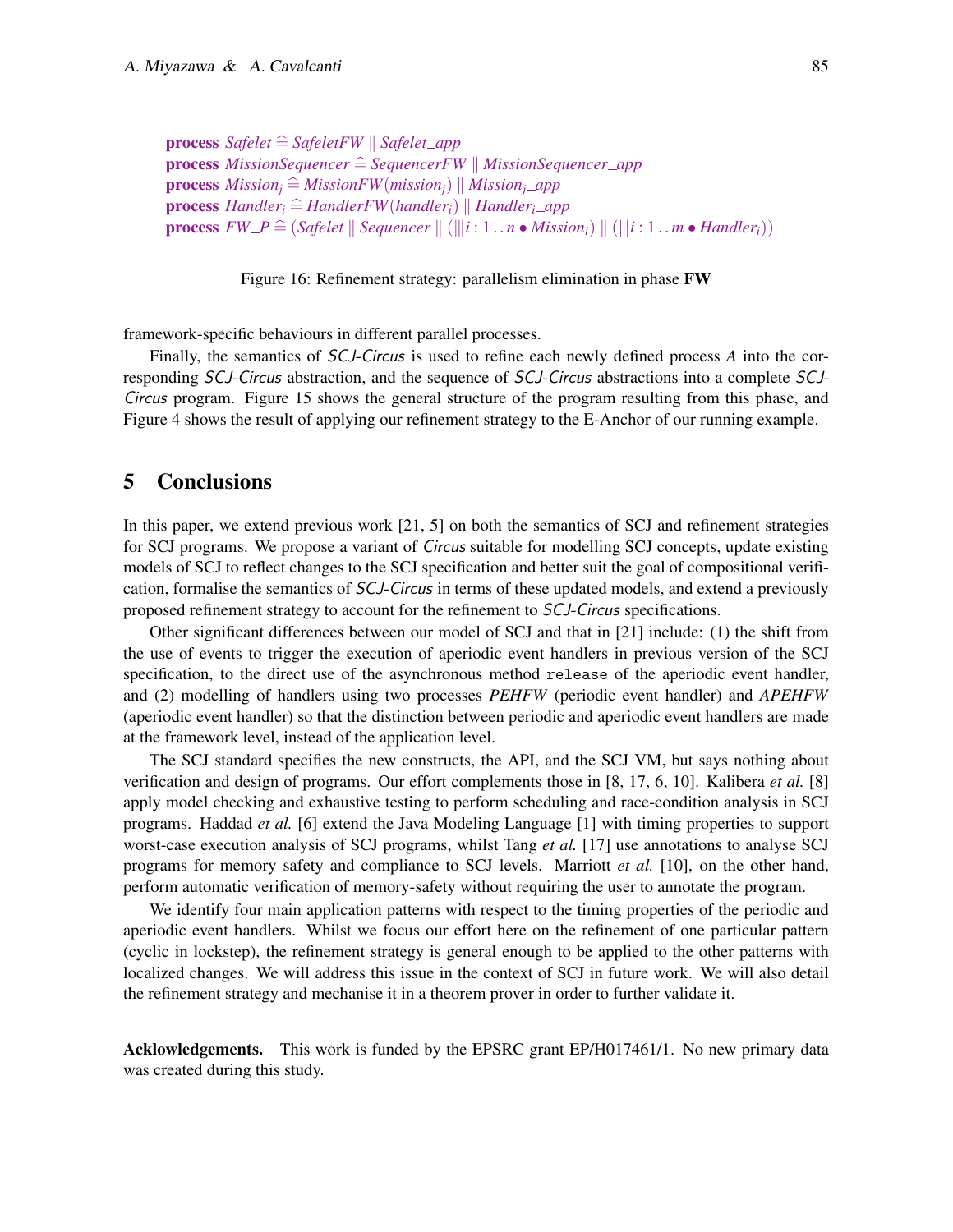$$
\begin{array}{l}
\textbf{process}\ Safelet \mathrel{\widehat=} SafeletFW \parallel Safelet\_app \\
\textbf{process}\ MissionSequencer \mathrel{\widehat=} SequencerFW \parallel MissionSequencer\_app \\
\textbf{process}\ Mission_j \mathrel{\widehat=} MissionFW(mission_j) \parallel Mission_j\_app \\
\textbf{process}\ Handler_i \mathrel{\widehat=} HandlerFW(handler_i) \parallel Handler_i\_app \\
\textbf{process}\ FW\_P \mathrel{\widehat=} (Safelet \parallel Sequencer \parallel (|||\, i : 1\,..\,n \bullet Mission_i) \parallel (|||\, i : 1\,..\,m \bullet Handler_i))
\end{array}
$$

Figure 16: Refinement strategy: parallelism elimination in phase **FW**

framework-specific behaviours in different parallel processes.

Finally, the semantics of *SCJ-Circus* is used to refine each newly defined process $A$ into the corresponding *SCJ-Circus* abstraction, and the sequence of *SCJ-Circus* abstractions into a complete *SCJ-Circus* program. Figure 15 shows the general structure of the program resulting from this phase, and Figure 4 shows the result of applying our refinement strategy to the E-Anchor of our running example.

## 5 Conclusions

In this paper, we extend previous work [21, 5] on both the semantics of SCJ and refinement strategies for SCJ programs. We propose a variant of *Circus* suitable for modelling SCJ concepts, update existing models of SCJ to reflect changes to the SCJ specification and better suit the goal of compositional verification, formalise the semantics of *SCJ-Circus* in terms of these updated models, and extend a previously proposed refinement strategy to account for the refinement to *SCJ-Circus* specifications.

Other significant differences between our model of SCJ and that in [21] include: (1) the shift from the use of events to trigger the execution of aperiodic event handlers in previous version of the SCJ specification, to the direct use of the asynchronous method `release` of the aperiodic event handler, and (2) modelling of handlers using two processes *PEHFW* (periodic event handler) and *APEHFW* (aperiodic event handler) so that the distinction between periodic and aperiodic event handlers are made at the framework level, instead of the application level.

The SCJ standard specifies the new constructs, the API, and the SCJ VM, but says nothing about verification and design of programs. Our effort complements those in [8, 17, 6, 10]. Kalibera *et al.* [8] apply model checking and exhaustive testing to perform scheduling and race-condition analysis in SCJ programs. Haddad *et al.* [6] extend the Java Modeling Language [1] with timing properties to support worst-case execution analysis of SCJ programs, whilst Tang *et al.* [17] use annotations to analyse SCJ programs for memory safety and compliance to SCJ levels. Marriott *et al.* [10], on the other hand, perform automatic verification of memory-safety without requiring the user to annotate the program.

We identify four main application patterns with respect to the timing properties of the periodic and aperiodic event handlers. Whilst we focus our effort here on the refinement of one particular pattern (cyclic in lockstep), the refinement strategy is general enough to be applied to the other patterns with localized changes. We will address this issue in the context of SCJ in future work. We will also detail the refinement strategy and mechanise it in a theorem prover in order to further validate it.

**Acklowledgements.** This work is funded by the EPSRC grant EP/H017461/1. No new primary data was created during this study.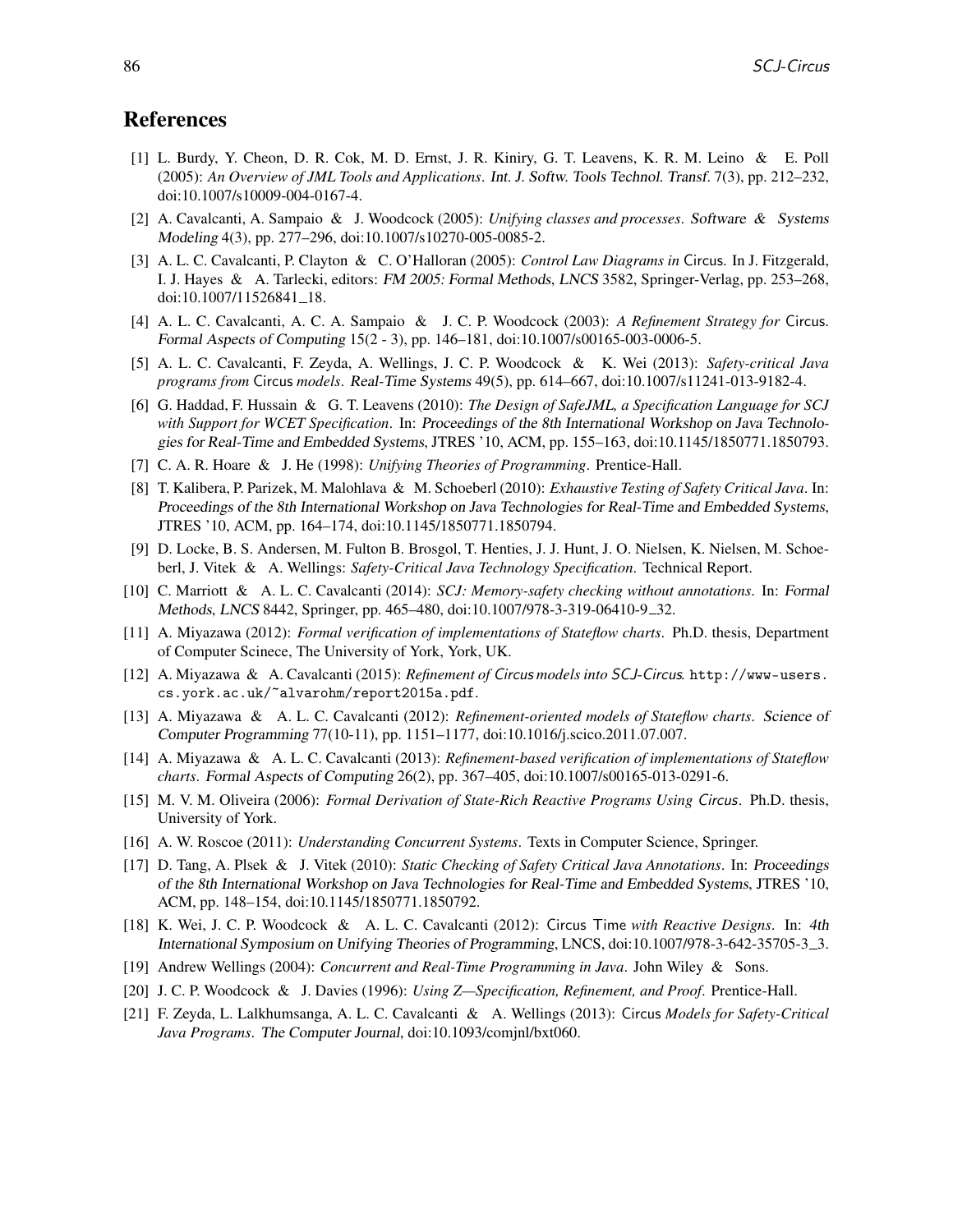# References

[1] L. Burdy, Y. Cheon, D. R. Cok, M. D. Ernst, J. R. Kiniry, G. T. Leavens, K. R. M. Leino & E. Poll (2005): *An Overview of JML Tools and Applications*. Int. J. Softw. Tools Technol. Transf. 7(3), pp. 212–232, doi:10.1007/s10009-004-0167-4.

[2] A. Cavalcanti, A. Sampaio & J. Woodcock (2005): *Unifying classes and processes*. Software & Systems Modeling 4(3), pp. 277–296, doi:10.1007/s10270-005-0085-2.

[3] A. L. C. Cavalcanti, P. Clayton & C. O'Halloran (2005): *Control Law Diagrams in* Circus. In J. Fitzgerald, I. J. Hayes & A. Tarlecki, editors: FM 2005: Formal Methods, LNCS 3582, Springer-Verlag, pp. 253–268, doi:10.1007/11526841_18.

[4] A. L. C. Cavalcanti, A. C. A. Sampaio & J. C. P. Woodcock (2003): *A Refinement Strategy for* Circus. Formal Aspects of Computing 15(2 - 3), pp. 146–181, doi:10.1007/s00165-003-0006-5.

[5] A. L. C. Cavalcanti, F. Zeyda, A. Wellings, J. C. P. Woodcock & K. Wei (2013): *Safety-critical Java programs from* Circus *models*. Real-Time Systems 49(5), pp. 614–667, doi:10.1007/s11241-013-9182-4.

[6] G. Haddad, F. Hussain & G. T. Leavens (2010): *The Design of SafeJML, a Specification Language for SCJ with Support for WCET Specification*. In: Proceedings of the 8th International Workshop on Java Technologies for Real-Time and Embedded Systems, JTRES '10, ACM, pp. 155–163, doi:10.1145/1850771.1850793.

[7] C. A. R. Hoare & J. He (1998): *Unifying Theories of Programming*. Prentice-Hall.

[8] T. Kalibera, P. Parizek, M. Malohlava & M. Schoeberl (2010): *Exhaustive Testing of Safety Critical Java*. In: Proceedings of the 8th International Workshop on Java Technologies for Real-Time and Embedded Systems, JTRES '10, ACM, pp. 164–174, doi:10.1145/1850771.1850794.

[9] D. Locke, B. S. Andersen, M. Fulton B. Brosgol, T. Henties, J. J. Hunt, J. O. Nielsen, K. Nielsen, M. Schoeberl, J. Vitek & A. Wellings: *Safety-Critical Java Technology Specification*. Technical Report.

[10] C. Marriott & A. L. C. Cavalcanti (2014): *SCJ: Memory-safety checking without annotations*. In: Formal Methods, LNCS 8442, Springer, pp. 465–480, doi:10.1007/978-3-319-06410-9_32.

[11] A. Miyazawa (2012): *Formal verification of implementations of Stateflow charts*. Ph.D. thesis, Department of Computer Scinece, The University of York, York, UK.

[12] A. Miyazawa & A. Cavalcanti (2015): *Refinement of Circus models into SCJ-Circus*. http://www-users.cs.york.ac.uk/~alvarohm/report2015a.pdf.

[13] A. Miyazawa & A. L. C. Cavalcanti (2012): *Refinement-oriented models of Stateflow charts*. Science of Computer Programming 77(10-11), pp. 1151–1177, doi:10.1016/j.scico.2011.07.007.

[14] A. Miyazawa & A. L. C. Cavalcanti (2013): *Refinement-based verification of implementations of Stateflow charts*. Formal Aspects of Computing 26(2), pp. 367–405, doi:10.1007/s00165-013-0291-6.

[15] M. V. M. Oliveira (2006): *Formal Derivation of State-Rich Reactive Programs Using Circus*. Ph.D. thesis, University of York.

[16] A. W. Roscoe (2011): *Understanding Concurrent Systems*. Texts in Computer Science, Springer.

[17] D. Tang, A. Plsek & J. Vitek (2010): *Static Checking of Safety Critical Java Annotations*. In: Proceedings of the 8th International Workshop on Java Technologies for Real-Time and Embedded Systems, JTRES '10, ACM, pp. 148–154, doi:10.1145/1850771.1850792.

[18] K. Wei, J. C. P. Woodcock & A. L. C. Cavalcanti (2012): Circus Time *with Reactive Designs*. In: 4th International Symposium on Unifying Theories of Programming, LNCS, doi:10.1007/978-3-642-35705-3_3.

[19] Andrew Wellings (2004): *Concurrent and Real-Time Programming in Java*. John Wiley & Sons.

[20] J. C. P. Woodcock & J. Davies (1996): *Using Z—Specification, Refinement, and Proof*. Prentice-Hall.

[21] F. Zeyda, L. Lalkhumsanga, A. L. C. Cavalcanti & A. Wellings (2013): Circus *Models for Safety-Critical Java Programs*. The Computer Journal, doi:10.1093/comjnl/bxt060.